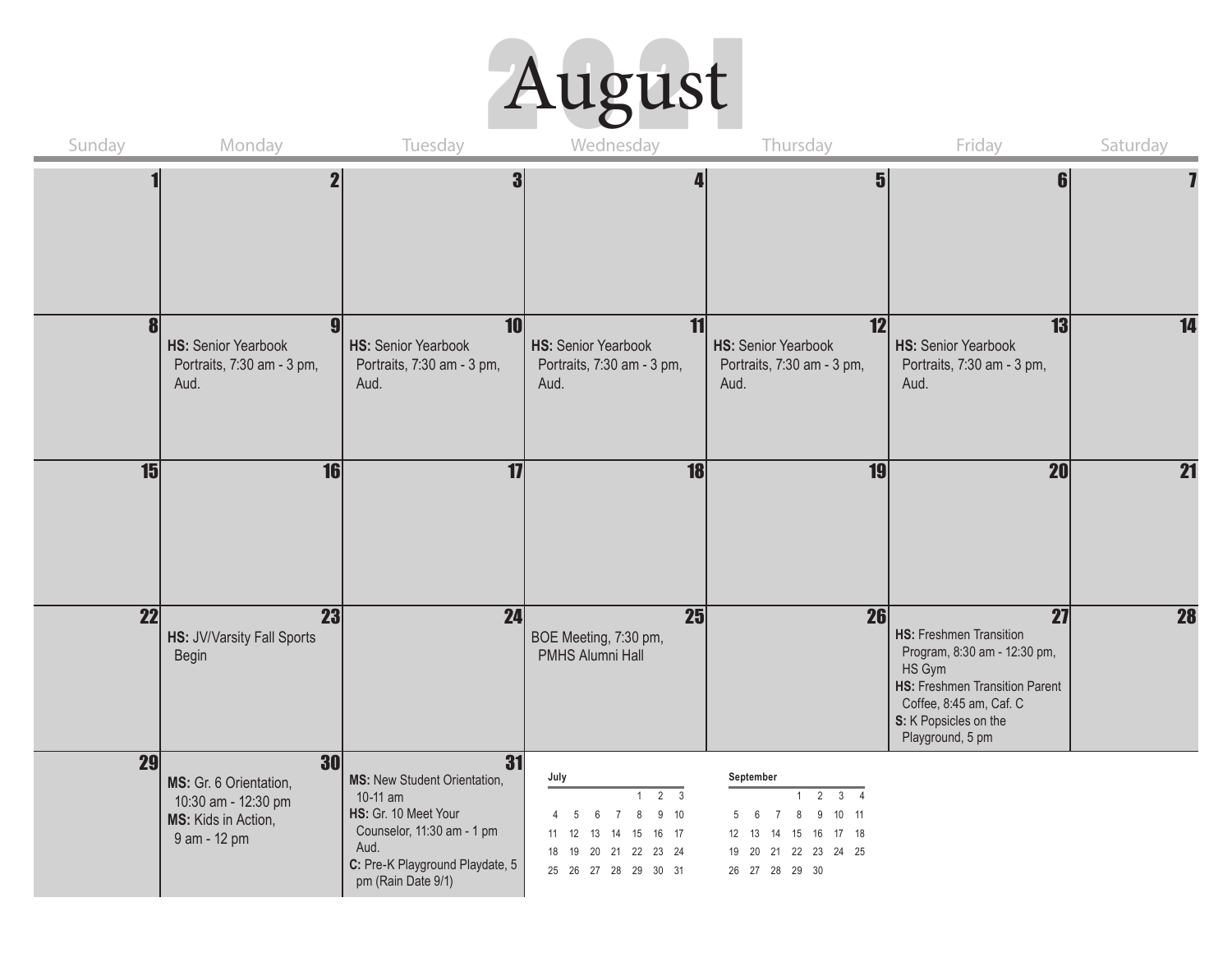# August 2021

| Sunday | Monday | Tuesday | Wednesday | Thursday | Friday | Saturday |
|---|---|---|---|---|---|---|
| 1 | 2 | 3 | 4 | 5 | 6 | 7 |
| 8 | 9<br>**HS:** Senior Yearbook Portraits, 7:30 am - 3 pm, Aud. | 10<br>**HS:** Senior Yearbook Portraits, 7:30 am - 3 pm, Aud. | 11<br>**HS:** Senior Yearbook Portraits, 7:30 am - 3 pm, Aud. | 12<br>**HS:** Senior Yearbook Portraits, 7:30 am - 3 pm, Aud. | 13<br>**HS:** Senior Yearbook Portraits, 7:30 am - 3 pm, Aud. | 14 |
| 15 | 16 | 17 | 18 | 19 | 20 | 21 |
| 22 | 23<br>**HS:** JV/Varsity Fall Sports Begin | 24 | 25<br>BOE Meeting, 7:30 pm, PMHS Alumni Hall | 26 | 27<br>**HS:** Freshmen Transition Program, 8:30 am - 12:30 pm, HS Gym<br>**HS:** Freshmen Transition Parent Coffee, 8:45 am, Caf. C<br>**S:** K Popsicles on the Playground, 5 pm | 28 |
| 29 | 30<br>**MS:** Gr. 6 Orientation, 10:30 am - 12:30 pm<br>**MS:** Kids in Action, 9 am - 12 pm | 31<br>**MS:** New Student Orientation, 10-11 am<br>**HS:** Gr. 10 Meet Your Counselor, 11:30 am - 1 pm Aud.<br>**C:** Pre-K Playground Playdate, 5 pm (Rain Date 9/1) | | | | |

**July**

| | | | | | | |
|---|---|---|---|---|---|---|
| | | | | 1 | 2 | 3 |
| 4 | 5 | 6 | 7 | 8 | 9 | 10 |
| 11 | 12 | 13 | 14 | 15 | 16 | 17 |
| 18 | 19 | 20 | 21 | 22 | 23 | 24 |
| 25 | 26 | 27 | 28 | 29 | 30 | 31 |

**September**

| | | | | | | |
|---|---|---|---|---|---|---|
| | | | 1 | 2 | 3 | 4 |
| 5 | 6 | 7 | 8 | 9 | 10 | 11 |
| 12 | 13 | 14 | 15 | 16 | 17 | 18 |
| 19 | 20 | 21 | 22 | 23 | 24 | 25 |
| 26 | 27 | 28 | 29 | 30 | | |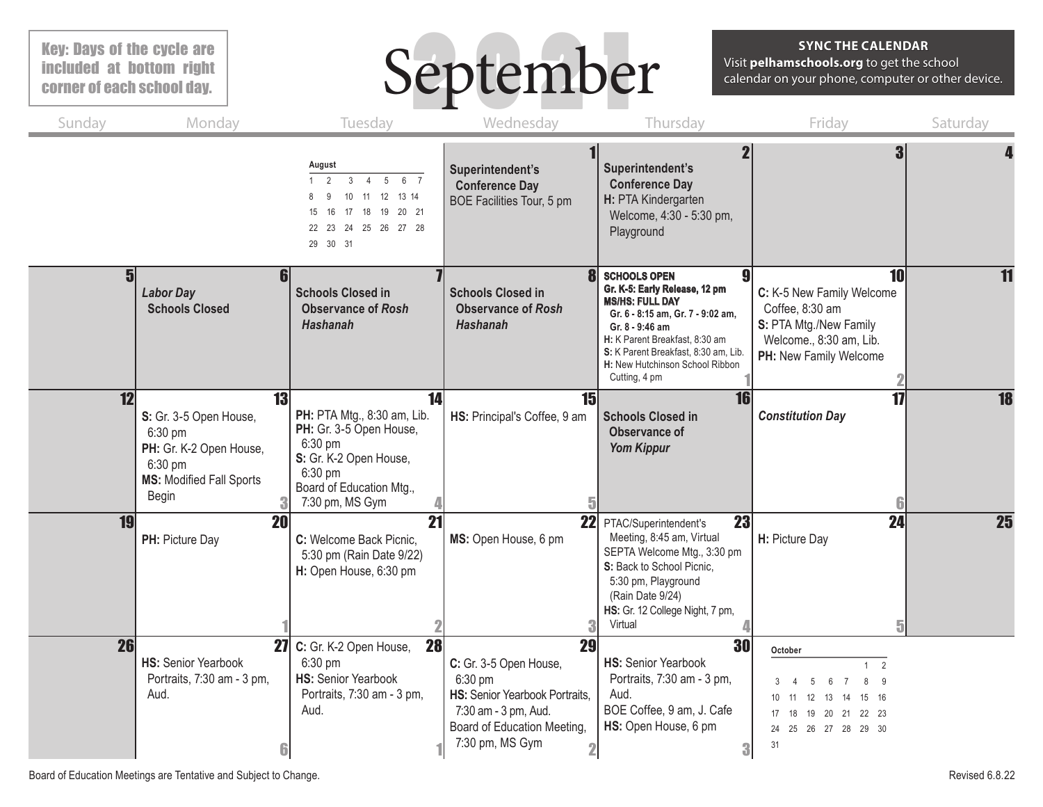Key: Days of the cycle are included at bottom right corner of each school day.

# September 2021

**SYNC THE CALENDAR**
Visit **pelhamschools.org** to get the school calendar on your phone, computer or other device.

| Sunday | Monday | Tuesday | Wednesday | Thursday | Friday | Saturday |
|---|---|---|---|---|---|---|
| | | August: 1 2 3 4 5 6 7 / 8 9 10 11 12 13 14 / 15 16 17 18 19 20 21 / 22 23 24 25 26 27 28 / 29 30 31 | **1** **Superintendent's Conference Day** BOE Facilities Tour, 5 pm | **2** **Superintendent's Conference Day** **H:** PTA Kindergarten Welcome, 4:30 - 5:30 pm, Playground | **3** | **4** |
| **5** | **6** ***Labor Day*** **Schools Closed** | **7** **Schools Closed in Observance of *Rosh Hashanah*** | **8** **Schools Closed in Observance of *Rosh Hashanah*** | **9** **SCHOOLS OPEN** **Gr. K-5: Early Release, 12 pm** **MS/HS: FULL DAY** **Gr. 6 - 8:15 am, Gr. 7 - 9:02 am, Gr. 8 - 9:46 am** **H:** K Parent Breakfast, 8:30 am **S:** K Parent Breakfast, 8:30 am, Lib. **H:** New Hutchinson School Ribbon Cutting, 4 pm (Day 1) | **10** **C:** K-5 New Family Welcome Coffee, 8:30 am **S:** PTA Mtg./New Family Welcome., 8:30 am, Lib. **PH:** New Family Welcome (Day 2) | **11** |
| **12** | **13** **S:** Gr. 3-5 Open House, 6:30 pm **PH:** Gr. K-2 Open House, 6:30 pm **MS:** Modified Fall Sports Begin (Day 3) | **14** **PH:** PTA Mtg., 8:30 am, Lib. **PH:** Gr. 3-5 Open House, 6:30 pm **S:** Gr. K-2 Open House, 6:30 pm Board of Education Mtg., 7:30 pm, MS Gym (Day 4) | **15** **HS:** Principal's Coffee, 9 am (Day 5) | **16** **Schools Closed in Observance of *Yom Kippur*** | **17** ***Constitution Day*** (Day 6) | **18** |
| **19** | **20** **PH:** Picture Day (Day 1) | **21** **C:** Welcome Back Picnic, 5:30 pm (Rain Date 9/22) **H:** Open House, 6:30 pm (Day 2) | **22** **MS:** Open House, 6 pm (Day 3) | **23** PTAC/Superintendent's Meeting, 8:45 am, Virtual SEPTA Welcome Mtg., 3:30 pm **S:** Back to School Picnic, 5:30 pm, Playground (Rain Date 9/24) **HS:** Gr. 12 College Night, 7 pm, Virtual (Day 4) | **24** **H:** Picture Day (Day 5) | **25** |
| **26** | **27** **HS:** Senior Yearbook Portraits, 7:30 am - 3 pm, Aud. (Day 6) | **28** **C:** Gr. K-2 Open House, 6:30 pm **HS:** Senior Yearbook Portraits, 7:30 am - 3 pm, Aud. (Day 1) | **29** **C:** Gr. 3-5 Open House, 6:30 pm **HS:** Senior Yearbook Portraits, 7:30 am - 3 pm, Aud. Board of Education Meeting, 7:30 pm, MS Gym (Day 2) | **30** **HS:** Senior Yearbook Portraits, 7:30 am - 3 pm, Aud. BOE Coffee, 9 am, J. Cafe **HS:** Open House, 6 pm (Day 3) | October: 1 2 / 3 4 5 6 7 8 9 / 10 11 12 13 14 15 16 / 17 18 19 20 21 22 23 / 24 25 26 27 28 29 30 / 31 | |

Board of Education Meetings are Tentative and Subject to Change.

Revised 6.8.22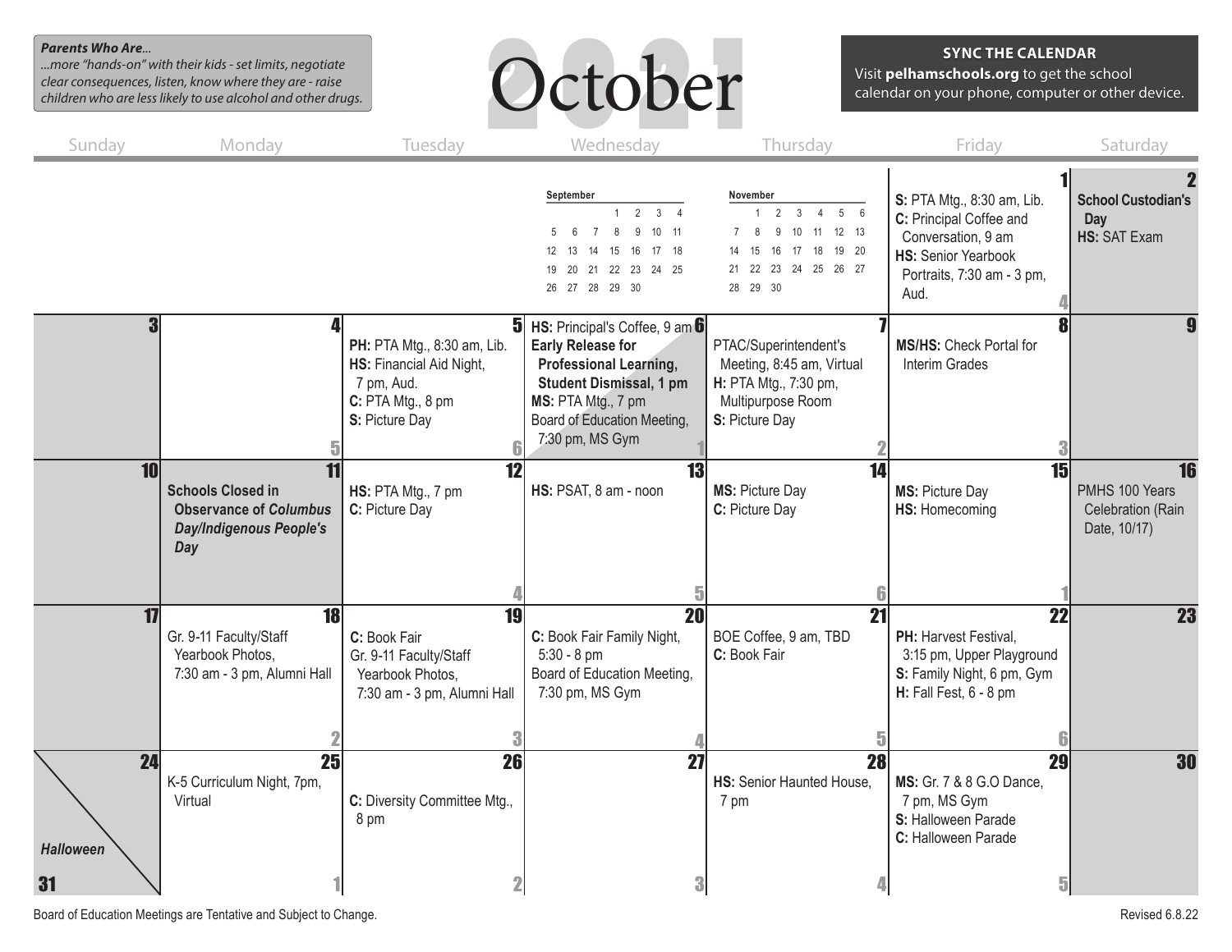**Parents Who Are...**
*...more "hands-on" with their kids - set limits, negotiate clear consequences, listen, know where they are - raise children who are less likely to use alcohol and other drugs.*

# October 2021

**SYNC THE CALENDAR**
Visit **pelhamschools.org** to get the school calendar on your phone, computer or other device.

| Sunday | Monday | Tuesday | Wednesday | Thursday | Friday | Saturday |
|---|---|---|---|---|---|---|
| | | | **September** 1 2 3 4 / 5 6 7 8 9 10 11 / 12 13 14 15 16 17 18 / 19 20 21 22 23 24 25 / 26 27 28 29 30 | **November** 1 2 3 4 5 6 / 7 8 9 10 11 12 13 / 14 15 16 17 18 19 20 / 21 22 23 24 25 26 27 / 28 29 30 | **1** **S:** PTA Mtg., 8:30 am, Lib. **C:** Principal Coffee and Conversation, 9 am **HS:** Senior Yearbook Portraits, 7:30 am - 3 pm, Aud. (4) | **2** **School Custodian's Day** **HS:** SAT Exam |
| **3** | **4** (5) | **5** **PH:** PTA Mtg., 8:30 am, Lib. **HS:** Financial Aid Night, 7 pm, Aud. **C:** PTA Mtg., 8 pm **S:** Picture Day (6) | **6** **HS:** Principal's Coffee, 9 am **Early Release for Professional Learning, Student Dismissal, 1 pm** **MS:** PTA Mtg., 7 pm Board of Education Meeting, 7:30 pm, MS Gym (1) | **7** PTAC/Superintendent's Meeting, 8:45 am, Virtual **H:** PTA Mtg., 7:30 pm, Multipurpose Room **S:** Picture Day (2) | **8** **MS/HS:** Check Portal for Interim Grades (3) | **9** |
| **10** | **11** **Schools Closed in Observance of *Columbus Day/Indigenous People's Day*** | **12** **HS:** PTA Mtg., 7 pm **C:** Picture Day (4) | **13** **HS:** PSAT, 8 am - noon (5) | **14** **MS:** Picture Day **C:** Picture Day (6) | **15** **MS:** Picture Day **HS:** Homecoming (1) | **16** PMHS 100 Years Celebration (Rain Date, 10/17) |
| **17** | **18** Gr. 9-11 Faculty/Staff Yearbook Photos, 7:30 am - 3 pm, Alumni Hall (2) | **19** **C:** Book Fair Gr. 9-11 Faculty/Staff Yearbook Photos, 7:30 am - 3 pm, Alumni Hall (3) | **20** **C:** Book Fair Family Night, 5:30 - 8 pm Board of Education Meeting, 7:30 pm, MS Gym (4) | **21** BOE Coffee, 9 am, TBD **C:** Book Fair (5) | **22** **PH:** Harvest Festival, 3:15 pm, Upper Playground **S:** Family Night, 6 pm, Gym **H:** Fall Fest, 6 - 8 pm (6) | **23** |
| **24** / **31** *Halloween* | **25** K-5 Curriculum Night, 7pm, Virtual (1) | **26** **C:** Diversity Committee Mtg., 8 pm (2) | **27** (3) | **28** **HS:** Senior Haunted House, 7 pm (4) | **29** **MS:** Gr. 7 & 8 G.O Dance, 7 pm, MS Gym **S:** Halloween Parade **C:** Halloween Parade (5) | **30** |

Board of Education Meetings are Tentative and Subject to Change.

Revised 6.8.22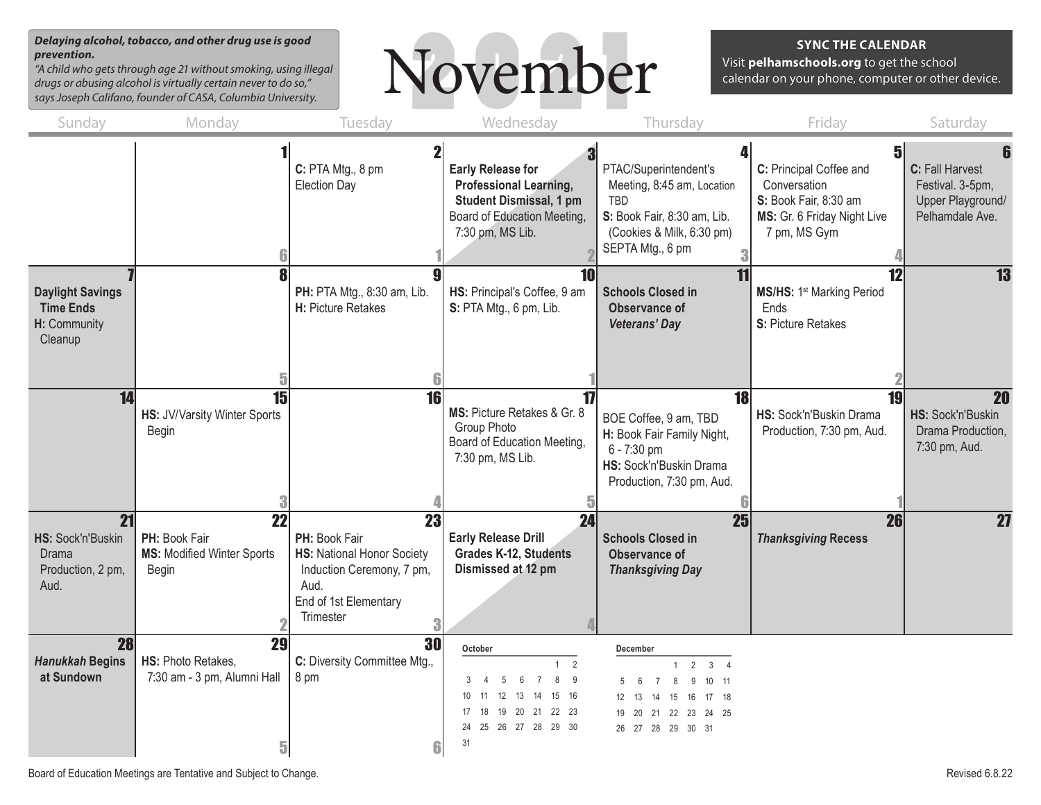**Delaying alcohol, tobacco, and other drug use is good prevention.**
*"A child who gets through age 21 without smoking, using illegal drugs or abusing alcohol is virtually certain never to do so," says Joseph Califano, founder of CASA, Columbia University.*

# November 2021

**SYNC THE CALENDAR**
Visit **pelhamschools.org** to get the school calendar on your phone, computer or other device.

| Sunday | Monday | Tuesday | Wednesday | Thursday | Friday | Saturday |
|---|---|---|---|---|---|---|
| | **1** (6) | **2** **C:** PTA Mtg., 8 pm; Election Day (1) | **3** **Early Release for Professional Learning, Student Dismissal, 1 pm**; Board of Education Meeting, 7:30 pm, MS Lib. (2) | **4** PTAC/Superintendent's Meeting, 8:45 am, Location TBD; **S:** Book Fair, 8:30 am, Lib. (Cookies & Milk, 6:30 pm); SEPTA Mtg., 6 pm (3) | **5** **C:** Principal Coffee and Conversation; **S:** Book Fair, 8:30 am; **MS:** Gr. 6 Friday Night Live 7 pm, MS Gym (4) | **6** **C:** Fall Harvest Festival. 3-5pm, Upper Playground/ Pelhamdale Ave. |
| **7** **Daylight Savings Time Ends**; **H:** Community Cleanup | **8** (5) | **9** **PH:** PTA Mtg., 8:30 am, Lib.; **H:** Picture Retakes (6) | **10** **HS:** Principal's Coffee, 9 am; **S:** PTA Mtg., 6 pm, Lib. (1) | **11** **Schools Closed in Observance of *Veterans' Day*** | **12** **MS/HS:** 1st Marking Period Ends; **S:** Picture Retakes (2) | **13** |
| **14** | **15** **HS:** JV/Varsity Winter Sports Begin (3) | **16** (4) | **17** **MS:** Picture Retakes & Gr. 8 Group Photo; Board of Education Meeting, 7:30 pm, MS Lib. (5) | **18** BOE Coffee, 9 am, TBD; **H:** Book Fair Family Night, 6 - 7:30 pm; **HS:** Sock'n'Buskin Drama Production, 7:30 pm, Aud. (6) | **19** **HS:** Sock'n'Buskin Drama Production, 7:30 pm, Aud. (1) | **20** **HS:** Sock'n'Buskin Drama Production, 7:30 pm, Aud. |
| **21** **HS:** Sock'n'Buskin Drama Production, 2 pm, Aud. | **22** **PH:** Book Fair; **MS:** Modified Winter Sports Begin (2) | **23** **PH:** Book Fair; **HS:** National Honor Society Induction Ceremony, 7 pm, Aud.; End of 1st Elementary Trimester (3) | **24** **Early Release Drill Grades K-12, Students Dismissed at 12 pm** (4) | **25** **Schools Closed in Observance of *Thanksgiving Day*** | **26** ***Thanksgiving* Recess** | **27** |
| **28** ***Hanukkah* Begins at Sundown** | **29** **HS:** Photo Retakes, 7:30 am - 3 pm, Alumni Hall (5) | **30** **C:** Diversity Committee Mtg., 8 pm (6) | | | | |

**October**

| S | M | T | W | T | F | S |
|---|---|---|---|---|---|---|
| | | | | | 1 | 2 |
| 3 | 4 | 5 | 6 | 7 | 8 | 9 |
| 10 | 11 | 12 | 13 | 14 | 15 | 16 |
| 17 | 18 | 19 | 20 | 21 | 22 | 23 |
| 24 | 25 | 26 | 27 | 28 | 29 | 30 |
| 31 | | | | | | |

**December**

| S | M | T | W | T | F | S |
|---|---|---|---|---|---|---|
| | | | 1 | 2 | 3 | 4 |
| 5 | 6 | 7 | 8 | 9 | 10 | 11 |
| 12 | 13 | 14 | 15 | 16 | 17 | 18 |
| 19 | 20 | 21 | 22 | 23 | 24 | 25 |
| 26 | 27 | 28 | 29 | 30 | 31 | |

Board of Education Meetings are Tentative and Subject to Change.

Revised 6.8.22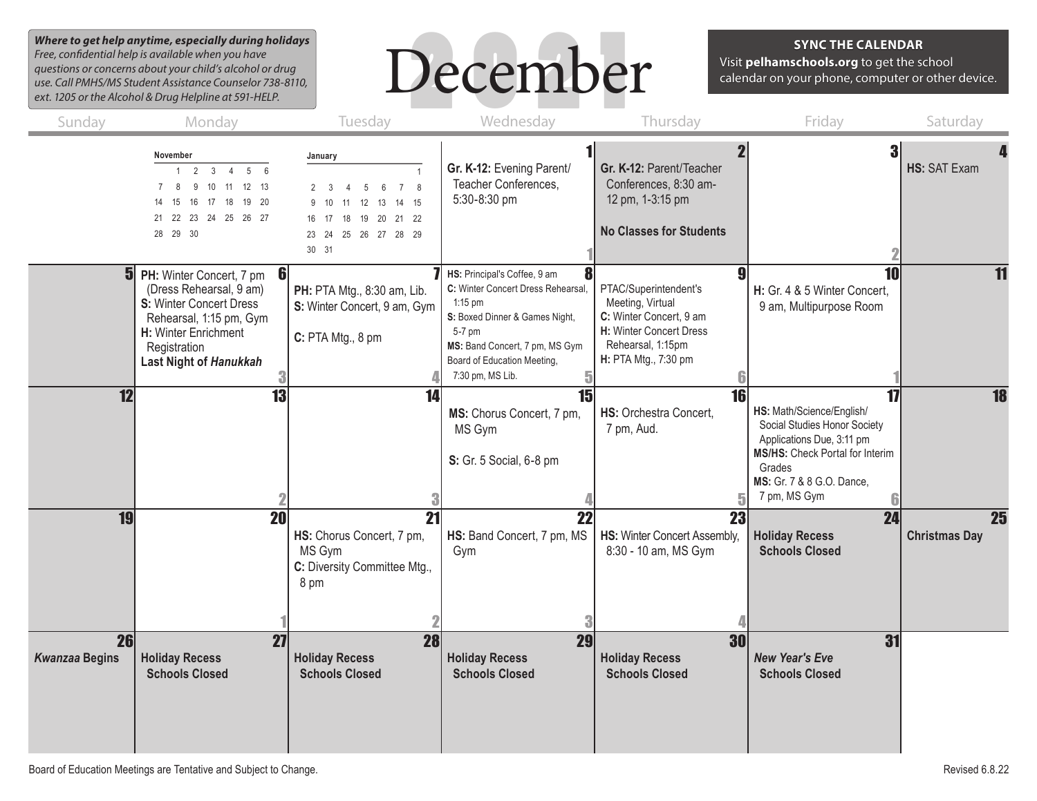**_Where to get help anytime, especially during holidays_**
_Free, confidential help is available when you have questions or concerns about your child's alcohol or drug use. Call PMHS/MS Student Assistance Counselor 738-8110, ext. 1205 or the Alcohol & Drug Helpline at 591-HELP._

# December 2021

**SYNC THE CALENDAR**
Visit **pelhamschools.org** to get the school calendar on your phone, computer or other device.

| Sunday | Monday | Tuesday | Wednesday | Thursday | Friday | Saturday |
|---|---|---|---|---|---|---|
| | **November** 1 2 3 4 5 6 / 7 8 9 10 11 12 13 / 14 15 16 17 18 19 20 / 21 22 23 24 25 26 27 / 28 29 30 | **January** 1 / 2 3 4 5 6 7 8 / 9 10 11 12 13 14 15 / 16 17 18 19 20 21 22 / 23 24 25 26 27 28 29 / 30 31 | **1** **Gr. K-12:** Evening Parent/ Teacher Conferences, 5:30-8:30 pm (1) | **2** **Gr. K-12:** Parent/Teacher Conferences, 8:30 am-12 pm, 1-3:15 pm **No Classes for Students** | **3** (2) | **4** **HS:** SAT Exam |
| **5** | **6** **PH:** Winter Concert, 7 pm (Dress Rehearsal, 9 am) **S:** Winter Concert Dress Rehearsal, 1:15 pm, Gym **H:** Winter Enrichment Registration **Last Night of _Hanukkah_** (3) | **7** **PH:** PTA Mtg., 8:30 am, Lib. **S:** Winter Concert, 9 am, Gym **C:** PTA Mtg., 8 pm (4) | **8** **HS:** Principal's Coffee, 9 am **C:** Winter Concert Dress Rehearsal, 1:15 pm **S:** Boxed Dinner & Games Night, 5-7 pm **MS:** Band Concert, 7 pm, MS Gym Board of Education Meeting, 7:30 pm, MS Lib. (5) | **9** PTAC/Superintendent's Meeting, Virtual **C:** Winter Concert, 9 am **H:** Winter Concert Dress Rehearsal, 1:15pm **H:** PTA Mtg., 7:30 pm (6) | **10** **H:** Gr. 4 & 5 Winter Concert, 9 am, Multipurpose Room (1) | **11** |
| **12** | **13** (2) | **14** (3) | **15** **MS:** Chorus Concert, 7 pm, MS Gym **S:** Gr. 5 Social, 6-8 pm (4) | **16** **HS:** Orchestra Concert, 7 pm, Aud. (5) | **17** **HS:** Math/Science/English/ Social Studies Honor Society Applications Due, 3:11 pm **MS/HS:** Check Portal for Interim Grades **MS:** Gr. 7 & 8 G.O. Dance, 7 pm, MS Gym (6) | **18** |
| **19** | **20** (1) | **21** **HS:** Chorus Concert, 7 pm, MS Gym **C:** Diversity Committee Mtg., 8 pm (2) | **22** **HS:** Band Concert, 7 pm, MS Gym (3) | **23** **HS:** Winter Concert Assembly, 8:30 - 10 am, MS Gym (4) | **24** **Holiday Recess Schools Closed** | **25** **Christmas Day** |
| **26** **_Kwanzaa_ Begins** | **27** **Holiday Recess Schools Closed** | **28** **Holiday Recess Schools Closed** | **29** **Holiday Recess Schools Closed** | **30** **Holiday Recess Schools Closed** | **31** **_New Year's Eve_ Schools Closed** | |

Board of Education Meetings are Tentative and Subject to Change.

Revised 6.8.22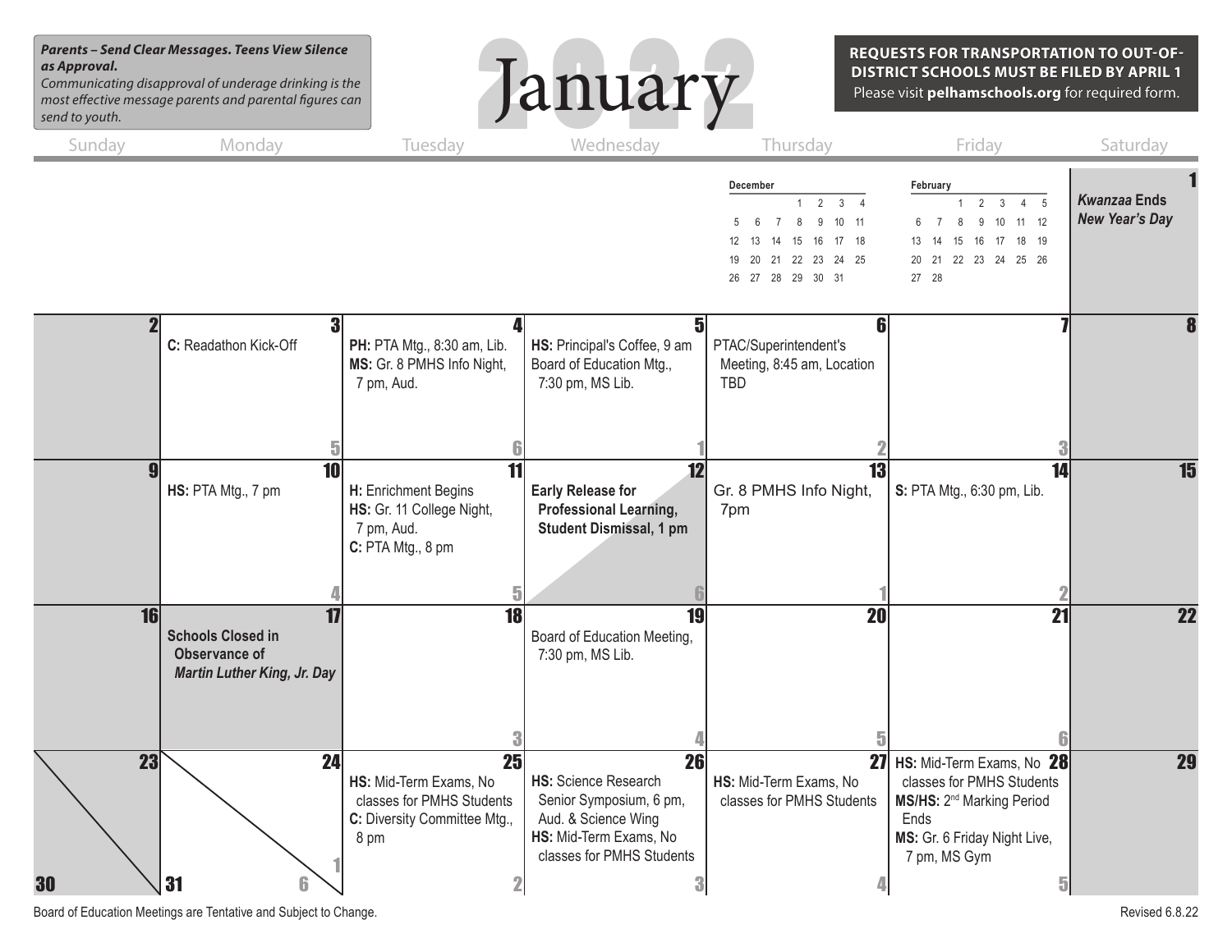**Parents – Send Clear Messages. Teens View Silence as Approval.**
*Communicating disapproval of underage drinking is the most effective message parents and parental figures can send to youth.*

# January 2022

**REQUESTS FOR TRANSPORTATION TO OUT-OF-DISTRICT SCHOOLS MUST BE FILED BY APRIL 1**
Please visit **pelhamschools.org** for required form.

| Sunday | Monday | Tuesday | Wednesday | Thursday | Friday | Saturday |
|---|---|---|---|---|---|---|
| | | | | December: 1 2 3 4 / 5 6 7 8 9 10 11 / 12 13 14 15 16 17 18 / 19 20 21 22 23 24 25 / 26 27 28 29 30 31 | February: 1 2 3 4 5 / 6 7 8 9 10 11 12 / 13 14 15 16 17 18 19 / 20 21 22 23 24 25 26 / 27 28 | **1** *Kwanzaa* **Ends** ***New Year's Day*** |
| **2** | **3** **C:** Readathon Kick-Off (5) | **4** **PH:** PTA Mtg., 8:30 am, Lib. **MS:** Gr. 8 PMHS Info Night, 7 pm, Aud. (6) | **5** **HS:** Principal's Coffee, 9 am Board of Education Mtg., 7:30 pm, MS Lib. (1) | **6** PTAC/Superintendent's Meeting, 8:45 am, Location TBD (2) | **7** (3) | **8** |
| **9** | **10** **HS:** PTA Mtg., 7 pm (4) | **11** **H:** Enrichment Begins **HS:** Gr. 11 College Night, 7 pm, Aud. **C:** PTA Mtg., 8 pm (5) | **12** **Early Release for Professional Learning, Student Dismissal, 1 pm** (6) | **13** Gr. 8 PMHS Info Night, 7pm (1) | **14** **S:** PTA Mtg., 6:30 pm, Lib. (2) | **15** |
| **16** | **17** **Schools Closed in Observance of *Martin Luther King, Jr. Day*** | **18** (3) | **19** Board of Education Meeting, 7:30 pm, MS Lib. (4) | **20** (5) | **21** (6) | **22** |
| **23** / **30** | **24** (1) / **31** (6) | **25** **HS:** Mid-Term Exams, No classes for PMHS Students **C:** Diversity Committee Mtg., 8 pm (2) | **26** **HS:** Science Research Senior Symposium, 6 pm, Aud. & Science Wing **HS:** Mid-Term Exams, No classes for PMHS Students (3) | **27** **HS:** Mid-Term Exams, No classes for PMHS Students (4) | **28** **HS:** Mid-Term Exams, No classes for PMHS Students **MS/HS:** 2nd Marking Period Ends **MS:** Gr. 6 Friday Night Live, 7 pm, MS Gym (5) | **29** |

Board of Education Meetings are Tentative and Subject to Change.

Revised 6.8.22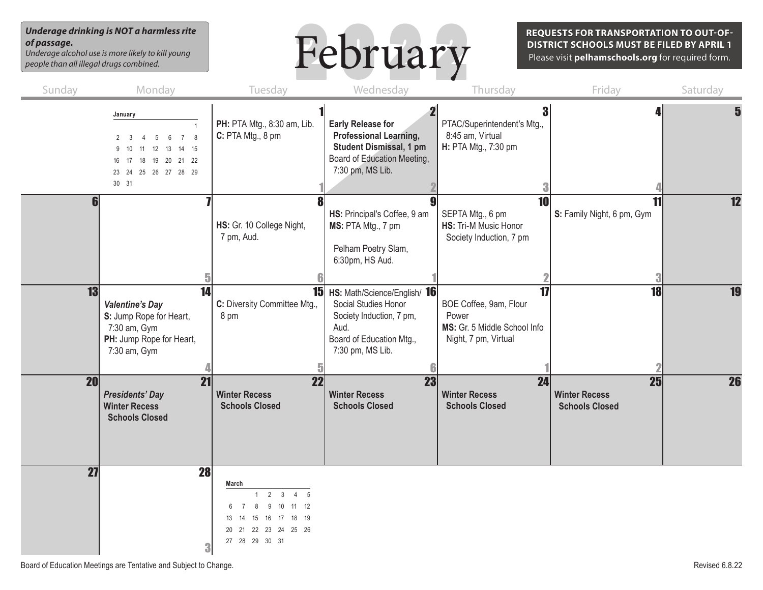***Underage drinking is NOT a harmless rite of passage.***
*Underage alcohol use is more likely to kill young people than all illegal drugs combined.*

# February 2022

**REQUESTS FOR TRANSPORTATION TO OUT-OF-DISTRICT SCHOOLS MUST BE FILED BY APRIL 1**
Please visit **pelhamschools.org** for required form.

| Sunday | Monday | Tuesday | Wednesday | Thursday | Friday | Saturday |
|---|---|---|---|---|---|---|
| | **January** 1 / 2 3 4 5 6 7 8 / 9 10 11 12 13 14 15 / 16 17 18 19 20 21 22 / 23 24 25 26 27 28 29 / 30 31 | **1** **PH:** PTA Mtg., 8:30 am, Lib. **C:** PTA Mtg., 8 pm (1) | **2** **Early Release for Professional Learning, Student Dismissal, 1 pm** Board of Education Meeting, 7:30 pm, MS Lib. (2) | **3** PTAC/Superintendent's Mtg., 8:45 am, Virtual **H:** PTA Mtg., 7:30 pm (3) | **4** (4) | **5** |
| **6** | **7** (5) | **8** **HS:** Gr. 10 College Night, 7 pm, Aud. (6) | **9** **HS:** Principal's Coffee, 9 am **MS:** PTA Mtg., 7 pm Pelham Poetry Slam, 6:30pm, HS Aud. (1) | **10** SEPTA Mtg., 6 pm **HS:** Tri-M Music Honor Society Induction, 7 pm (2) | **11** **S:** Family Night, 6 pm, Gym (3) | **12** |
| **13** | **14** ***Valentine's Day*** **S:** Jump Rope for Heart, 7:30 am, Gym **PH:** Jump Rope for Heart, 7:30 am, Gym (4) | **15** **C:** Diversity Committee Mtg., 8 pm (5) | **16** **HS:** Math/Science/English/Social Studies Honor Society Induction, 7 pm, Aud. Board of Education Mtg., 7:30 pm, MS Lib. (6) | **17** BOE Coffee, 9am, Flour Power **MS:** Gr. 5 Middle School Info Night, 7 pm, Virtual (1) | **18** (2) | **19** |
| **20** | **21** ***Presidents' Day*** **Winter Recess Schools Closed** | **22** **Winter Recess Schools Closed** | **23** **Winter Recess Schools Closed** | **24** **Winter Recess Schools Closed** | **25** **Winter Recess Schools Closed** | **26** |
| **27** | **28** (3) | **March** 1 2 3 4 5 / 6 7 8 9 10 11 12 / 13 14 15 16 17 18 19 / 20 21 22 23 24 25 26 / 27 28 29 30 31 | | | | |

Board of Education Meetings are Tentative and Subject to Change.

Revised 6.8.22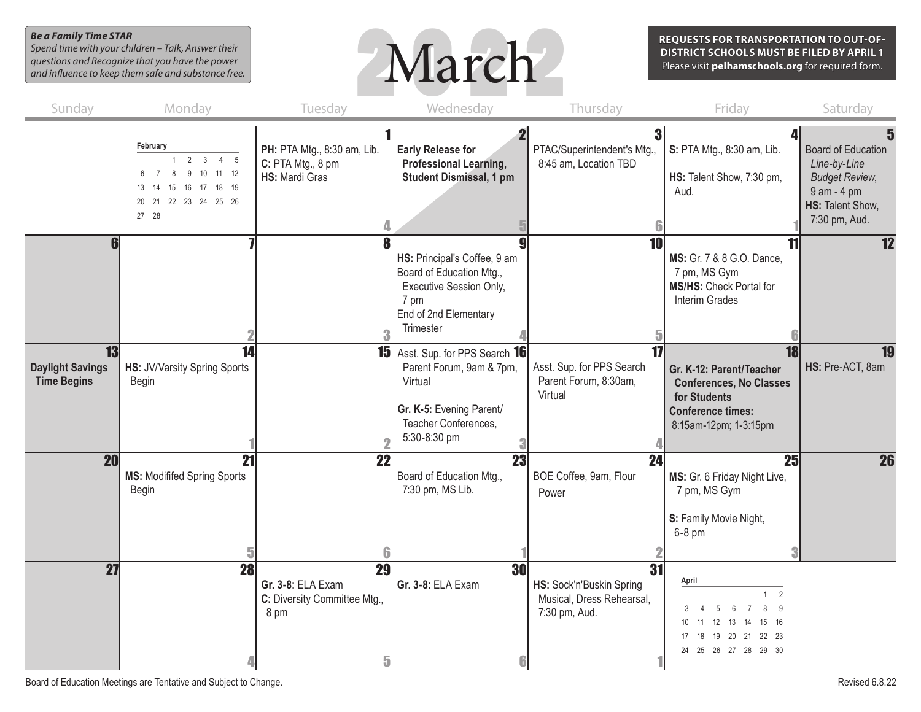*Be a Family Time STAR*
*Spend time with your children – Talk, Answer their questions and Recognize that you have the power and influence to keep them safe and substance free.*

# March 2022

**REQUESTS FOR TRANSPORTATION TO OUT-OF-DISTRICT SCHOOLS MUST BE FILED BY APRIL 1**
Please visit **pelhamschools.org** for required form.

| Sunday | Monday | Tuesday | Wednesday | Thursday | Friday | Saturday |
|---|---|---|---|---|---|---|
| | February<br>1 2 3 4 5<br>6 7 8 9 10 11 12<br>13 14 15 16 17 18 19<br>20 21 22 23 24 25 26<br>27 28 | **1**<br>**PH:** PTA Mtg., 8:30 am, Lib.<br>**C:** PTA Mtg., 8 pm<br>**HS:** Mardi Gras<br>4 | **2**<br>**Early Release for Professional Learning, Student Dismissal, 1 pm**<br>5 | **3**<br>PTAC/Superintendent's Mtg., 8:45 am, Location TBD<br>6 | **4**<br>**S:** PTA Mtg., 8:30 am, Lib.<br>**HS:** Talent Show, 7:30 pm, Aud.<br>1 | **5**<br>Board of Education *Line-by-Line Budget Review*, 9 am - 4 pm<br>**HS:** Talent Show, 7:30 pm, Aud. |
| **6** | **7**<br>2 | **8**<br>3 | **9**<br>**HS:** Principal's Coffee, 9 am<br>Board of Education Mtg., Executive Session Only, 7 pm<br>End of 2nd Elementary Trimester<br>4 | **10**<br>5 | **11**<br>**MS:** Gr. 7 & 8 G.O. Dance, 7 pm, MS Gym<br>**MS/HS:** Check Portal for Interim Grades<br>6 | **12** |
| **13**<br>**Daylight Savings Time Begins** | **14**<br>**HS:** JV/Varsity Spring Sports Begin<br>1 | **15**<br>2 | **16**<br>Asst. Sup. for PPS Search Parent Forum, 9am & 7pm, Virtual<br>**Gr. K-5:** Evening Parent/ Teacher Conferences, 5:30-8:30 pm<br>3 | **17**<br>Asst. Sup. for PPS Search Parent Forum, 8:30am, Virtual<br>4 | **18**<br>**Gr. K-12: Parent/Teacher Conferences, No Classes for Students**<br>**Conference times:** 8:15am-12pm; 1-3:15pm | **19**<br>**HS:** Pre-ACT, 8am |
| **20** | **21**<br>**MS:** Modifed Spring Sports Begin<br>5 | **22**<br>6 | **23**<br>Board of Education Mtg., 7:30 pm, MS Lib.<br>1 | **24**<br>BOE Coffee, 9am, Flour Power<br>2 | **25**<br>**MS:** Gr. 6 Friday Night Live, 7 pm, MS Gym<br>**S:** Family Movie Night, 6-8 pm<br>3 | **26** |
| **27** | **28**<br>4 | **29**<br>**Gr. 3-8:** ELA Exam<br>**C:** Diversity Committee Mtg., 8 pm<br>5 | **30**<br>**Gr. 3-8:** ELA Exam<br>6 | **31**<br>**HS:** Sock'n'Buskin Spring Musical, Dress Rehearsal, 7:30 pm, Aud.<br>1 | April<br>1 2<br>3 4 5 6 7 8 9<br>10 11 12 13 14 15 16<br>17 18 19 20 21 22 23<br>24 25 26 27 28 29 30 | |

Board of Education Meetings are Tentative and Subject to Change.

Revised 6.8.22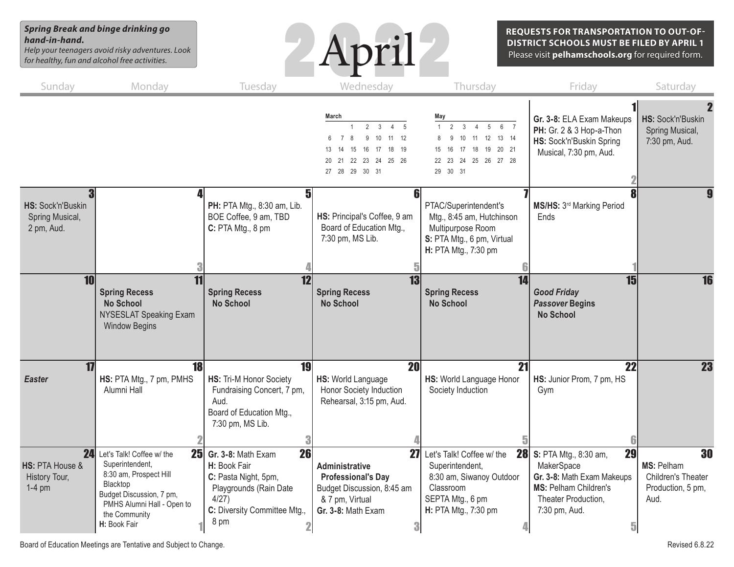**Spring Break and binge drinking go hand-in-hand.**
*Help your teenagers avoid risky adventures. Look for healthy, fun and alcohol free activities.*

# April 2022

**REQUESTS FOR TRANSPORTATION TO OUT-OF-DISTRICT SCHOOLS MUST BE FILED BY APRIL 1**
Please visit **pelhamschools.org** for required form.

| Sunday | Monday | Tuesday | Wednesday | Thursday | Friday | Saturday |
|---|---|---|---|---|---|---|
| | | | March calendar | May calendar | **1** Gr. 3-8: ELA Exam Makeups; PH: Gr. 2 & 3 Hop-a-Thon; HS: Sock'n'Buskin Spring Musical, 7:30 pm, Aud. (2) | **2** HS: Sock'n'Buskin Spring Musical, 7:30 pm, Aud. |
| **3** HS: Sock'n'Buskin Spring Musical, 2 pm, Aud. | **4** (3) | **5** PH: PTA Mtg., 8:30 am, Lib.; BOE Coffee, 9 am, TBD; C: PTA Mtg., 8 pm (4) | **6** HS: Principal's Coffee, 9 am; Board of Education Mtg., 7:30 pm, MS Lib. (5) | **7** PTAC/Superintendent's Mtg., 8:45 am, Hutchinson Multipurpose Room; S: PTA Mtg., 6 pm, Virtual; H: PTA Mtg., 7:30 pm (6) | **8** MS/HS: 3rd Marking Period Ends (1) | **9** |
| **10** | **11** **Spring Recess No School**; NYSESLAT Speaking Exam Window Begins | **12** **Spring Recess No School** | **13** **Spring Recess No School** | **14** **Spring Recess No School** | **15** ***Good Friday***; ***Passover* Begins**; **No School** | **16** |
| **17** ***Easter*** | **18** HS: PTA Mtg., 7 pm, PMHS Alumni Hall (2) | **19** HS: Tri-M Honor Society Fundraising Concert, 7 pm, Aud.; Board of Education Mtg., 7:30 pm, MS Lib. (3) | **20** HS: World Language Honor Society Induction Rehearsal, 3:15 pm, Aud. (4) | **21** HS: World Language Honor Society Induction (5) | **22** HS: Junior Prom, 7 pm, HS Gym (6) | **23** |
| **24** HS: PTA House & History Tour, 1-4 pm | **25** Let's Talk! Coffee w/ the Superintendent, 8:30 am, Prospect Hill Blacktop; Budget Discussion, 7 pm, PMHS Alumni Hall - Open to the Community; H: Book Fair (1) | **26** Gr. 3-8: Math Exam; H: Book Fair; C: Pasta Night, 5pm, Playgrounds (Rain Date 4/27); C: Diversity Committee Mtg., 8 pm (2) | **27** **Administrative Professional's Day**; Budget Discussion, 8:45 am & 7 pm, Virtual; Gr. 3-8: Math Exam (3) | **28** Let's Talk! Coffee w/ the Superintendent, 8:30 am, Siwanoy Outdoor Classroom; SEPTA Mtg., 6 pm; H: PTA Mtg., 7:30 pm (4) | **29** S: PTA Mtg., 8:30 am, MakerSpace; Gr. 3-8: Math Exam Makeups; MS: Pelham Children's Theater Production, 7:30 pm, Aud. (5) | **30** MS: Pelham Children's Theater Production, 5 pm, Aud. |

**March**

| | | | | | | |
|---|---|---|---|---|---|---|
| | | 1 | 2 | 3 | 4 | 5 |
| 6 | 7 | 8 | 9 | 10 | 11 | 12 |
| 13 | 14 | 15 | 16 | 17 | 18 | 19 |
| 20 | 21 | 22 | 23 | 24 | 25 | 26 |
| 27 | 28 | 29 | 30 | 31 | | |

**May**

| | | | | | | |
|---|---|---|---|---|---|---|
| 1 | 2 | 3 | 4 | 5 | 6 | 7 |
| 8 | 9 | 10 | 11 | 12 | 13 | 14 |
| 15 | 16 | 17 | 18 | 19 | 20 | 21 |
| 22 | 23 | 24 | 25 | 26 | 27 | 28 |
| 29 | 30 | 31 | | | | |

Board of Education Meetings are Tentative and Subject to Change.

Revised 6.8.22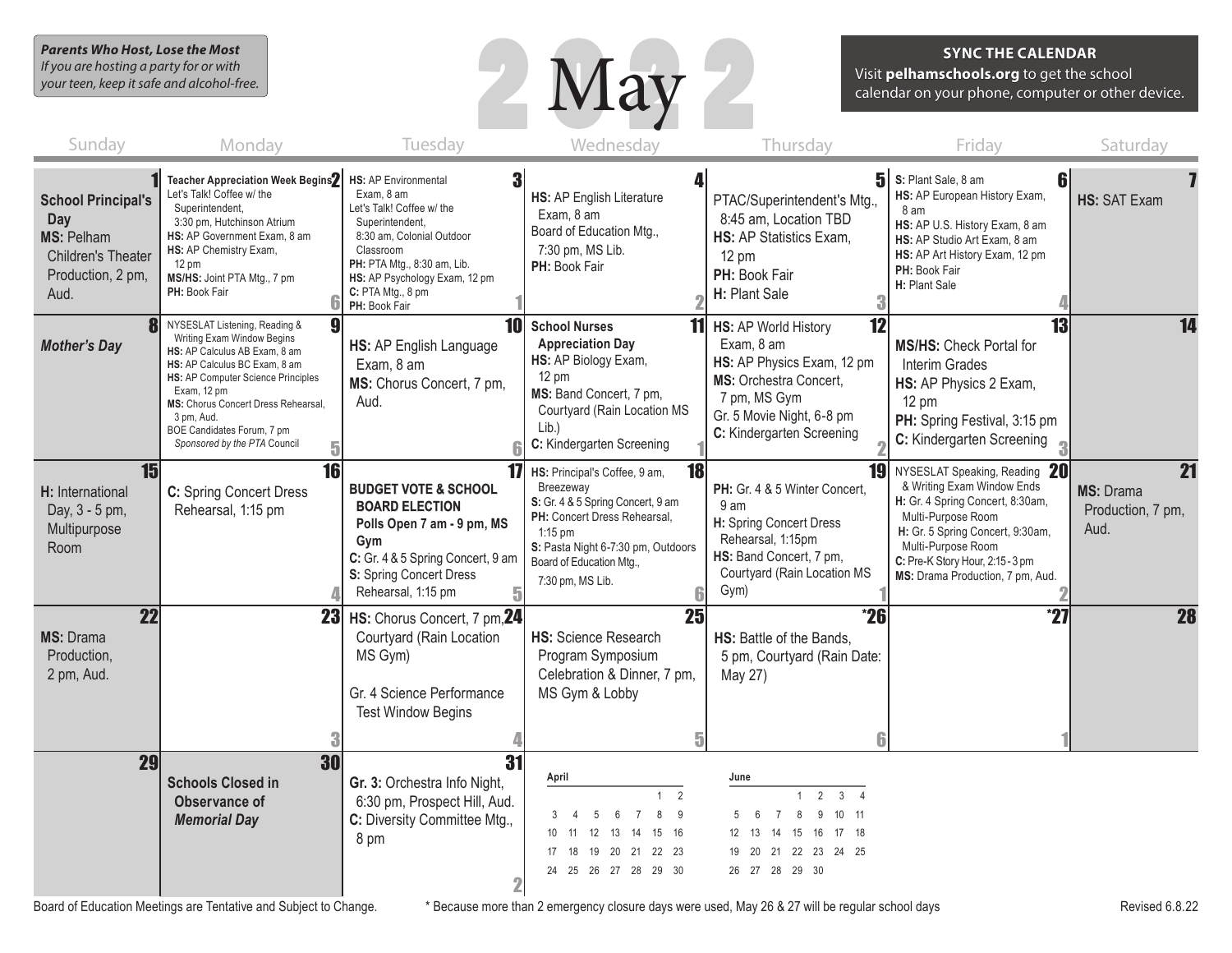*Parents Who Host, Lose the Most*
*If you are hosting a party for or with your teen, keep it safe and alcohol-free.*

# 2022 May

**SYNC THE CALENDAR**
Visit **pelhamschools.org** to get the school calendar on your phone, computer or other device.

| Sunday | Monday | Tuesday | Wednesday | Thursday | Friday | Saturday |
|---|---|---|---|---|---|---|
| **1** **School Principal's Day** **MS:** Pelham Children's Theater Production, 2 pm, Aud. | **2** **Teacher Appreciation Week Begins** Let's Talk! Coffee w/ the Superintendent, 3:30 pm, Hutchinson Atrium **HS:** AP Government Exam, 8 am **HS:** AP Chemistry Exam, 12 pm **MS/HS:** Joint PTA Mtg., 7 pm **PH:** Book Fair (6) | **3** **HS:** AP Environmental Exam, 8 am Let's Talk! Coffee w/ the Superintendent, 8:30 am, Colonial Outdoor Classroom **PH:** PTA Mtg., 8:30 am, Lib. **HS:** AP Psychology Exam, 12 pm **C:** PTA Mtg., 8 pm **PH:** Book Fair (1) | **4** **HS:** AP English Literature Exam, 8 am Board of Education Mtg., 7:30 pm, MS Lib. **PH:** Book Fair (2) | **5** PTAC/Superintendent's Mtg., 8:45 am, Location TBD **HS:** AP Statistics Exam, 12 pm **PH:** Book Fair **H:** Plant Sale (3) | **6** **S:** Plant Sale, 8 am **HS:** AP European History Exam, 8 am **HS:** AP U.S. History Exam, 8 am **HS:** AP Studio Art Exam, 8 am **HS:** AP Art History Exam, 12 pm **PH:** Book Fair **H:** Plant Sale (4) | **7** **HS:** SAT Exam |
| **8** ***Mother's Day*** | **9** NYSESLAT Listening, Reading & Writing Exam Window Begins **HS:** AP Calculus AB Exam, 8 am **HS:** AP Calculus BC Exam, 8 am **HS:** AP Computer Science Principles Exam, 12 pm **MS:** Chorus Concert Dress Rehearsal, 3 pm, Aud. BOE Candidates Forum, 7 pm *Sponsored by the PTA Council* (5) | **10** **HS:** AP English Language Exam, 8 am **MS:** Chorus Concert, 7 pm, Aud. (6) | **11** **School Nurses Appreciation Day** **HS:** AP Biology Exam, 12 pm **MS:** Band Concert, 7 pm, Courtyard (Rain Location MS Lib.) **C:** Kindergarten Screening (1) | **12** **HS:** AP World History Exam, 8 am **HS:** AP Physics Exam, 12 pm **MS:** Orchestra Concert, 7 pm, MS Gym Gr. 5 Movie Night, 6-8 pm **C:** Kindergarten Screening (2) | **13** **MS/HS:** Check Portal for Interim Grades **HS:** AP Physics 2 Exam, 12 pm **PH:** Spring Festival, 3:15 pm **C:** Kindergarten Screening (3) | **14** |
| **15** **H:** International Day, 3 - 5 pm, Multipurpose Room | **16** **C:** Spring Concert Dress Rehearsal, 1:15 pm (4) | **17** **BUDGET VOTE & SCHOOL BOARD ELECTION** **Polls Open 7 am - 9 pm, MS Gym** **C:** Gr. 4 & 5 Spring Concert, 9 am **S:** Spring Concert Dress Rehearsal, 1:15 pm (5) | **18** **HS:** Principal's Coffee, 9 am, Breezeway **S:** Gr. 4 & 5 Spring Concert, 9 am **PH:** Concert Dress Rehearsal, 1:15 pm **S:** Pasta Night 6-7:30 pm, Outdoors Board of Education Mtg., 7:30 pm, MS Lib. (6) | **19** **PH:** Gr. 4 & 5 Winter Concert, 9 am **H:** Spring Concert Dress Rehearsal, 1:15pm **HS:** Band Concert, 7 pm, Courtyard (Rain Location MS Gym) (1) | **20** NYSESLAT Speaking, Reading & Writing Exam Window Ends **H:** Gr. 4 Spring Concert, 8:30am, Multi-Purpose Room **H:** Gr. 5 Spring Concert, 9:30am, Multi-Purpose Room **C:** Pre-K Story Hour, 2:15 - 3 pm **MS:** Drama Production, 7 pm, Aud. (2) | **21** **MS:** Drama Production, 7 pm, Aud. |
| **22** **MS:** Drama Production, 2 pm, Aud. | **23** (3) | **24** **HS:** Chorus Concert, 7 pm, Courtyard (Rain Location MS Gym) Gr. 4 Science Performance Test Window Begins (4) | **25** **HS:** Science Research Program Symposium Celebration & Dinner, 7 pm, MS Gym & Lobby (5) | **\*26** **HS:** Battle of the Bands, 5 pm, Courtyard (Rain Date: May 27) (6) | **\*27** (1) | **28** |
| **29** | **30** **Schools Closed in Observance of *Memorial Day*** | **31** **Gr. 3:** Orchestra Info Night, 6:30 pm, Prospect Hill, Aud. **C:** Diversity Committee Mtg., 8 pm (2) | | | | |

**April**

| | | | | | | |
|---|---|---|---|---|---|---|
| | | | | | 1 | 2 |
| 3 | 4 | 5 | 6 | 7 | 8 | 9 |
| 10 | 11 | 12 | 13 | 14 | 15 | 16 |
| 17 | 18 | 19 | 20 | 21 | 22 | 23 |
| 24 | 25 | 26 | 27 | 28 | 29 | 30 |

**June**

| | | | | | | |
|---|---|---|---|---|---|---|
| | | | 1 | 2 | 3 | 4 |
| 5 | 6 | 7 | 8 | 9 | 10 | 11 |
| 12 | 13 | 14 | 15 | 16 | 17 | 18 |
| 19 | 20 | 21 | 22 | 23 | 24 | 25 |
| 26 | 27 | 28 | 29 | 30 | | |

Board of Education Meetings are Tentative and Subject to Change.

\* Because more than 2 emergency closure days were used, May 26 & 27 will be regular school days

Revised 6.8.22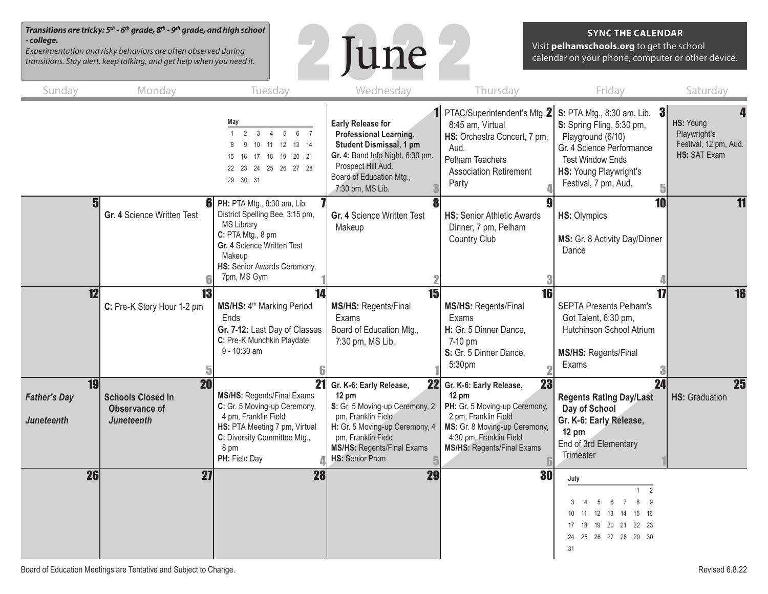***Transitions are tricky: 5th - 6th grade, 8th - 9th grade, and high school - college.***

*Experimentation and risky behaviors are often observed during transitions. Stay alert, keep talking, and get help when you need it.*

# June 2022

**SYNC THE CALENDAR**
Visit **pelhamschools.org** to get the school calendar on your phone, computer or other device.

| Sunday | Monday | Tuesday | Wednesday | Thursday | Friday | Saturday |
|---|---|---|---|---|---|---|
| | | May: 1 2 3 4 5 6 7 / 8 9 10 11 12 13 14 / 15 16 17 18 19 20 21 / 22 23 24 25 26 27 28 / 29 30 31 | **1** **Early Release for Professional Learning, Student Dismissal, 1 pm** **Gr. 4:** Band Info Night, 6:30 pm, Prospect Hill Aud. Board of Education Mtg., 7:30 pm, MS Lib. (3) | **2** PTAC/Superintendent's Mtg., 8:45 am, Virtual **HS:** Orchestra Concert, 7 pm, Aud. Pelham Teachers Association Retirement Party (4) | **3** **S:** PTA Mtg., 8:30 am, Lib. **S:** Spring Fling, 5:30 pm, Playground (6/10) Gr. 4 Science Performance Test Window Ends **HS:** Young Playwright's Festival, 7 pm, Aud. (5) | **4** **HS:** Young Playwright's Festival, 12 pm, Aud. **HS:** SAT Exam |
| **5** | **6** **Gr. 4** Science Written Test (6) | **7** **PH:** PTA Mtg., 8:30 am, Lib. District Spelling Bee, 3:15 pm, MS Library **C:** PTA Mtg., 8 pm **Gr. 4** Science Written Test Makeup **HS:** Senior Awards Ceremony, 7pm, MS Gym (1) | **8** **Gr. 4** Science Written Test Makeup (2) | **9** **HS:** Senior Athletic Awards Dinner, 7 pm, Pelham Country Club (3) | **10** **HS:** Olympics **MS:** Gr. 8 Activity Day/Dinner Dance (4) | **11** |
| **12** | **13** **C:** Pre-K Story Hour 1-2 pm (5) | **14** **MS/HS:** 4th Marking Period Ends **Gr. 7-12:** Last Day of Classes **C:** Pre-K Munchkin Playdate, 9 - 10:30 am (6) | **15** **MS/HS:** Regents/Final Exams Board of Education Mtg., 7:30 pm, MS Lib. (1) | **16** **MS/HS:** Regents/Final Exams **H:** Gr. 5 Dinner Dance, 7-10 pm **S:** Gr. 5 Dinner Dance, 5:30pm (2) | **17** SEPTA Presents Pelham's Got Talent, 6:30 pm, Hutchinson School Atrium **MS/HS:** Regents/Final Exams (3) | **18** |
| **19** ***Father's Day*** ***Juneteenth*** | **20** **Schools Closed in Observance of *Juneteenth*** | **21** **MS/HS:** Regents/Final Exams **C:** Gr. 5 Moving-up Ceremony, 4 pm, Franklin Field **HS:** PTA Meeting 7 pm, Virtual **C:** Diversity Committee Mtg., 8 pm **PH:** Field Day (4) | **22** **Gr. K-6: Early Release, 12 pm** **S:** Gr. 5 Moving-up Ceremony, 2 pm, Franklin Field **H:** Gr. 5 Moving-up Ceremony, 4 pm, Franklin Field **MS/HS:** Regents/Final Exams **HS:** Senior Prom (5) | **23** **Gr. K-6: Early Release, 12 pm** **PH:** Gr. 5 Moving-up Ceremony, 2 pm, Franklin Field **MS:** Gr. 8 Moving-up Ceremony, 4:30 pm, Franklin Field **MS/HS:** Regents/Final Exams (6) | **24** **Regents Rating Day/Last Day of School** **Gr. K-6: Early Release, 12 pm** End of 3rd Elementary Trimester (1) | **25** **HS:** Graduation |
| **26** | **27** | **28** | **29** | **30** | July: 1 2 / 3 4 5 6 7 8 9 / 10 11 12 13 14 15 16 / 17 18 19 20 21 22 23 / 24 25 26 27 28 29 30 / 31 | |

Board of Education Meetings are Tentative and Subject to Change.

Revised 6.8.22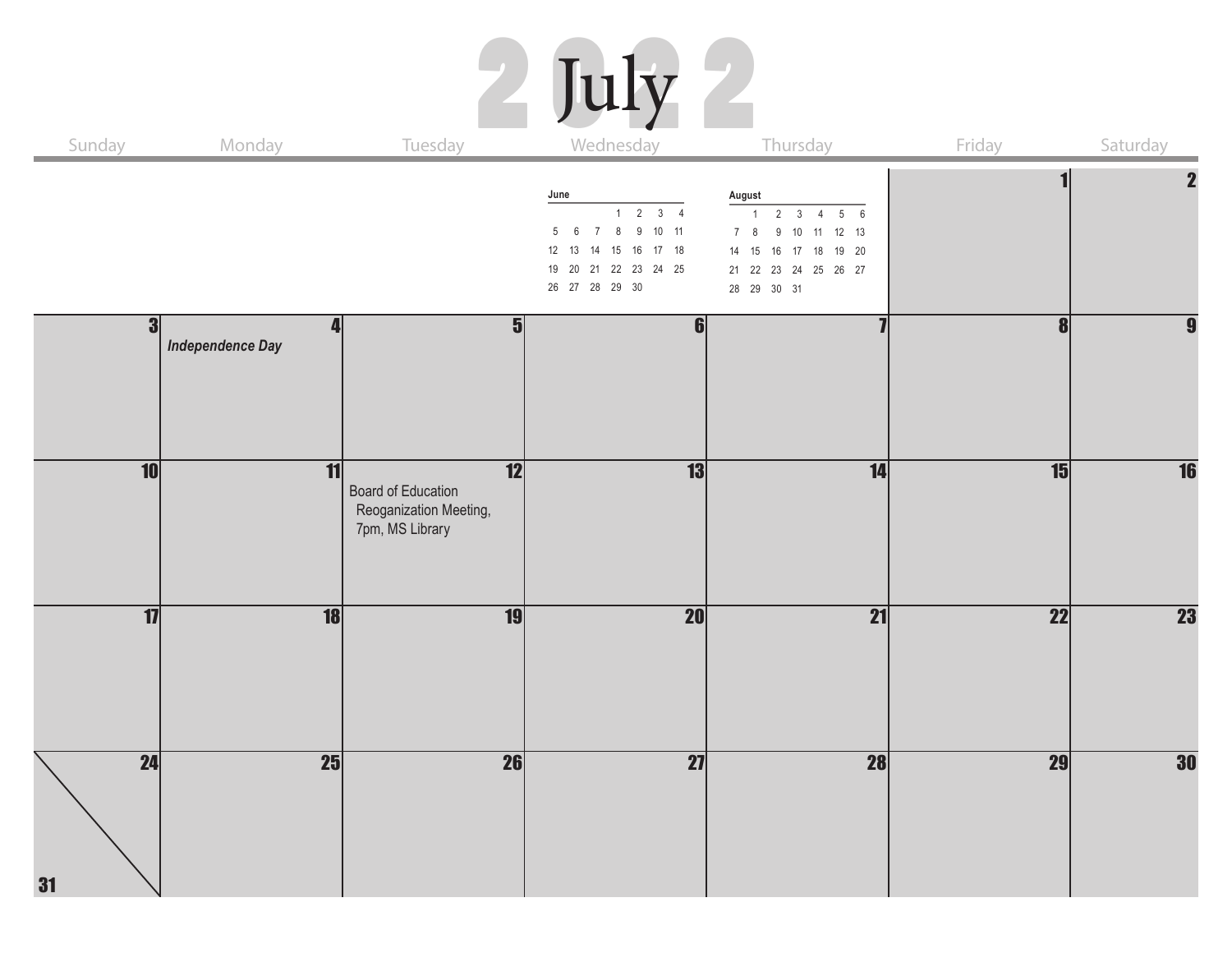# July 2022

| Sunday | Monday | Tuesday | Wednesday | Thursday | Friday | Saturday |
|---|---|---|---|---|---|---|
| | | | | | 1 | 2 |
| 3 | 4 *Independence Day* | 5 | 6 | 7 | 8 | 9 |
| 10 | 11 | 12 Board of Education Reoganization Meeting, 7pm, MS Library | 13 | 14 | 15 | 16 |
| 17 | 18 | 19 | 20 | 21 | 22 | 23 |
| 24 / 31 | 25 | 26 | 27 | 28 | 29 | 30 |

**June**

| | | | | | | |
|---|---|---|---|---|---|---|
| | | | 1 | 2 | 3 | 4 |
| 5 | 6 | 7 | 8 | 9 | 10 | 11 |
| 12 | 13 | 14 | 15 | 16 | 17 | 18 |
| 19 | 20 | 21 | 22 | 23 | 24 | 25 |
| 26 | 27 | 28 | 29 | 30 | | |

**August**

| | | | | | | |
|---|---|---|---|---|---|---|
| | 1 | 2 | 3 | 4 | 5 | 6 |
| 7 | 8 | 9 | 10 | 11 | 12 | 13 |
| 14 | 15 | 16 | 17 | 18 | 19 | 20 |
| 21 | 22 | 23 | 24 | 25 | 26 | 27 |
| 28 | 29 | 30 | 31 | | | |